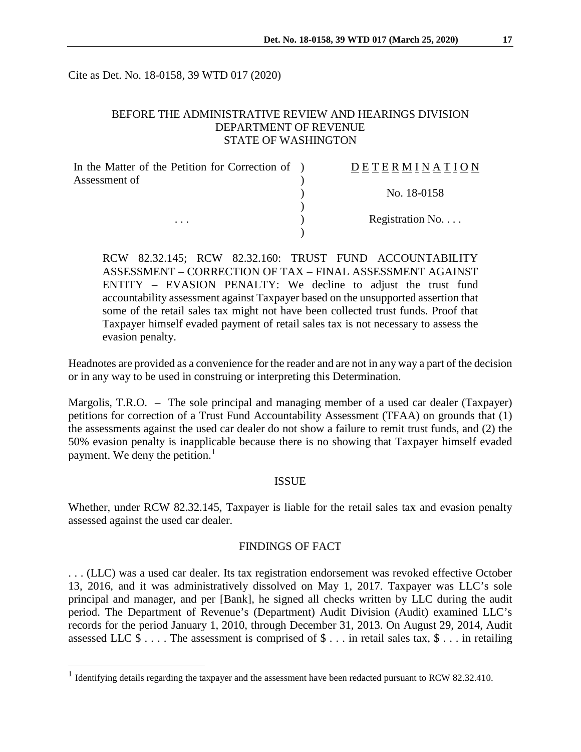Cite as Det. No. 18-0158, 39 WTD 017 (2020)

BEFORE THE ADMINISTRATIVE REVIEW AND HEARINGS DIVISION
DEPARTMENT OF REVENUE
STATE OF WASHINGTON

| In the Matter of the Petition for Correction of Assessment of | ) | DETERMINATION |
|---|---|---|
| | ) | No. 18-0158 |
| . . . | ) | Registration No. . . . |

RCW 82.32.145; RCW 82.32.160: TRUST FUND ACCOUNTABILITY ASSESSMENT – CORRECTION OF TAX – FINAL ASSESSMENT AGAINST ENTITY – EVASION PENALTY: We decline to adjust the trust fund accountability assessment against Taxpayer based on the unsupported assertion that some of the retail sales tax might not have been collected trust funds. Proof that Taxpayer himself evaded payment of retail sales tax is not necessary to assess the evasion penalty.

Headnotes are provided as a convenience for the reader and are not in any way a part of the decision or in any way to be used in construing or interpreting this Determination.

Margolis, T.R.O. – The sole principal and managing member of a used car dealer (Taxpayer) petitions for correction of a Trust Fund Accountability Assessment (TFAA) on grounds that (1) the assessments against the used car dealer do not show a failure to remit trust funds, and (2) the 50% evasion penalty is inapplicable because there is no showing that Taxpayer himself evaded payment. We deny the petition.[1]

## ISSUE

Whether, under RCW 82.32.145, Taxpayer is liable for the retail sales tax and evasion penalty assessed against the used car dealer.

## FINDINGS OF FACT

. . . (LLC) was a used car dealer. Its tax registration endorsement was revoked effective October 13, 2016, and it was administratively dissolved on May 1, 2017. Taxpayer was LLC's sole principal and manager, and per [Bank], he signed all checks written by LLC during the audit period. The Department of Revenue's (Department) Audit Division (Audit) examined LLC's records for the period January 1, 2010, through December 31, 2013. On August 29, 2014, Audit assessed LLC $ . . . . The assessment is comprised of $ . . . in retail sales tax, $ . . . in retailing

[1] Identifying details regarding the taxpayer and the assessment have been redacted pursuant to RCW 82.32.410.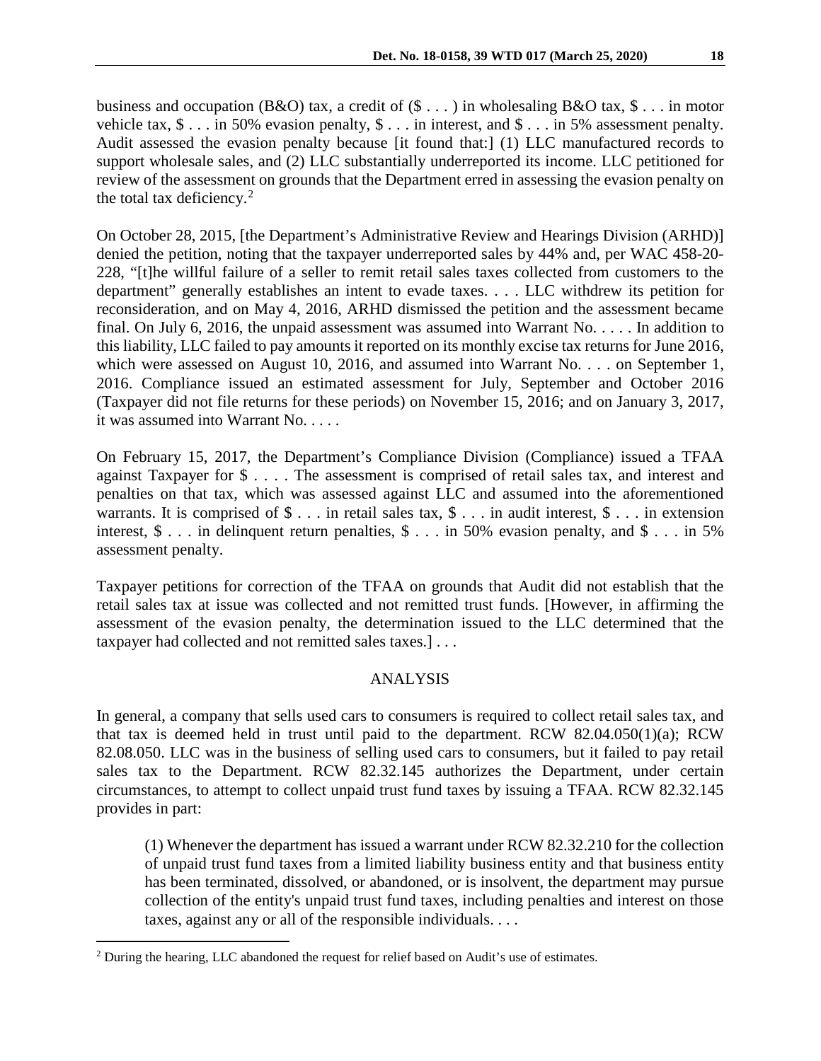business and occupation (B&O) tax, a credit of ($ . . . ) in wholesaling B&O tax, $ . . . in motor vehicle tax, $ . . . in 50% evasion penalty, $ . . . in interest, and $ . . . in 5% assessment penalty. Audit assessed the evasion penalty because [it found that:] (1) LLC manufactured records to support wholesale sales, and (2) LLC substantially underreported its income. LLC petitioned for review of the assessment on grounds that the Department erred in assessing the evasion penalty on the total tax deficiency.[2]

On October 28, 2015, [the Department's Administrative Review and Hearings Division (ARHD)] denied the petition, noting that the taxpayer underreported sales by 44% and, per WAC 458-20-228, "[t]he willful failure of a seller to remit retail sales taxes collected from customers to the department" generally establishes an intent to evade taxes. . . . LLC withdrew its petition for reconsideration, and on May 4, 2016, ARHD dismissed the petition and the assessment became final. On July 6, 2016, the unpaid assessment was assumed into Warrant No. . . . . In addition to this liability, LLC failed to pay amounts it reported on its monthly excise tax returns for June 2016, which were assessed on August 10, 2016, and assumed into Warrant No. . . . on September 1, 2016. Compliance issued an estimated assessment for July, September and October 2016 (Taxpayer did not file returns for these periods) on November 15, 2016; and on January 3, 2017, it was assumed into Warrant No. . . . .

On February 15, 2017, the Department's Compliance Division (Compliance) issued a TFAA against Taxpayer for $ . . . . The assessment is comprised of retail sales tax, and interest and penalties on that tax, which was assessed against LLC and assumed into the aforementioned warrants. It is comprised of $ . . . in retail sales tax, $ . . . in audit interest, $ . . . in extension interest, $ . . . in delinquent return penalties, $ . . . in 50% evasion penalty, and $ . . . in 5% assessment penalty.

Taxpayer petitions for correction of the TFAA on grounds that Audit did not establish that the retail sales tax at issue was collected and not remitted trust funds. [However, in affirming the assessment of the evasion penalty, the determination issued to the LLC determined that the taxpayer had collected and not remitted sales taxes.] . . .

## ANALYSIS

In general, a company that sells used cars to consumers is required to collect retail sales tax, and that tax is deemed held in trust until paid to the department. RCW 82.04.050(1)(a); RCW 82.08.050. LLC was in the business of selling used cars to consumers, but it failed to pay retail sales tax to the Department. RCW 82.32.145 authorizes the Department, under certain circumstances, to attempt to collect unpaid trust fund taxes by issuing a TFAA. RCW 82.32.145 provides in part:

> (1) Whenever the department has issued a warrant under RCW 82.32.210 for the collection of unpaid trust fund taxes from a limited liability business entity and that business entity has been terminated, dissolved, or abandoned, or is insolvent, the department may pursue collection of the entity's unpaid trust fund taxes, including penalties and interest on those taxes, against any or all of the responsible individuals. . . .

[2] During the hearing, LLC abandoned the request for relief based on Audit's use of estimates.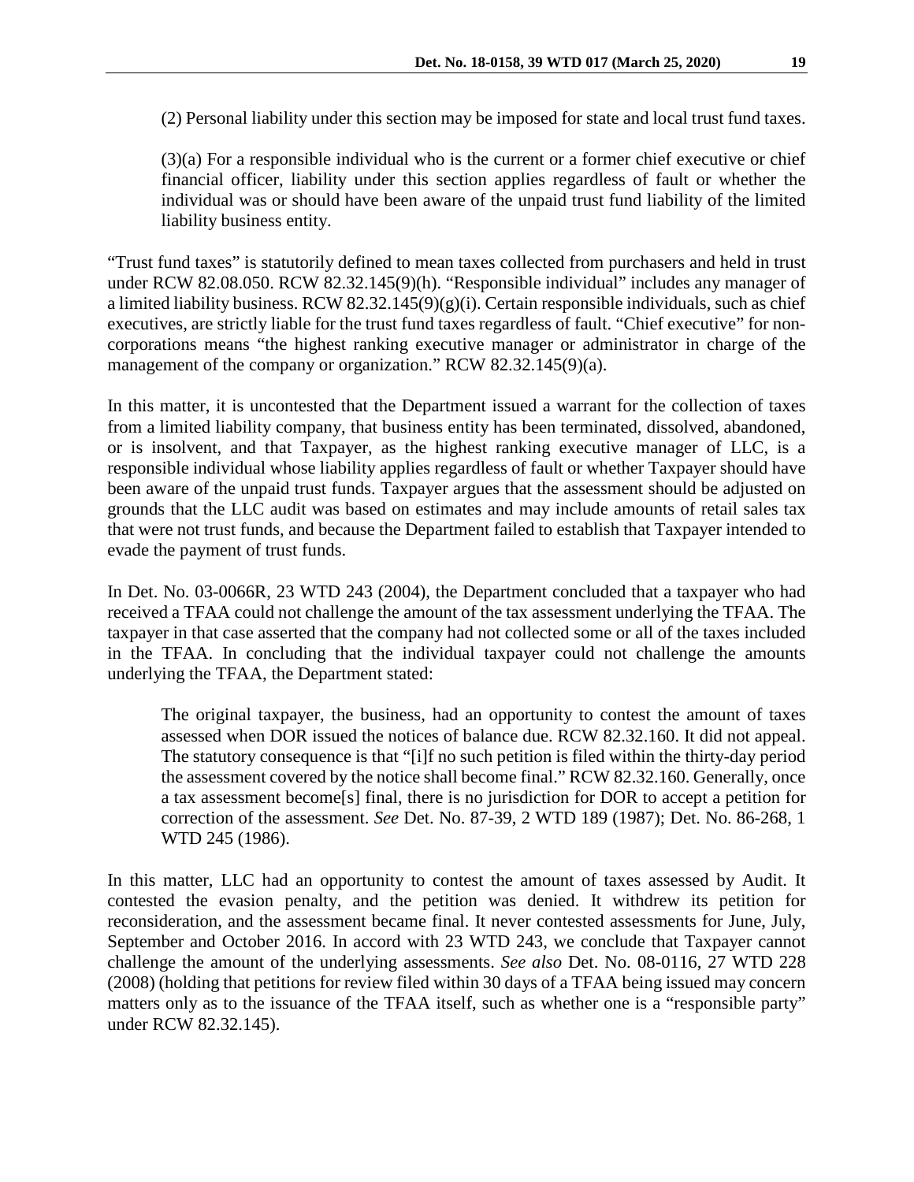> (2) Personal liability under this section may be imposed for state and local trust fund taxes.
>
> (3)(a) For a responsible individual who is the current or a former chief executive or chief financial officer, liability under this section applies regardless of fault or whether the individual was or should have been aware of the unpaid trust fund liability of the limited liability business entity.

"Trust fund taxes" is statutorily defined to mean taxes collected from purchasers and held in trust under RCW 82.08.050. RCW 82.32.145(9)(h). "Responsible individual" includes any manager of a limited liability business. RCW 82.32.145(9)(g)(i). Certain responsible individuals, such as chief executives, are strictly liable for the trust fund taxes regardless of fault. "Chief executive" for non-corporations means "the highest ranking executive manager or administrator in charge of the management of the company or organization." RCW 82.32.145(9)(a).

In this matter, it is uncontested that the Department issued a warrant for the collection of taxes from a limited liability company, that business entity has been terminated, dissolved, abandoned, or is insolvent, and that Taxpayer, as the highest ranking executive manager of LLC, is a responsible individual whose liability applies regardless of fault or whether Taxpayer should have been aware of the unpaid trust funds. Taxpayer argues that the assessment should be adjusted on grounds that the LLC audit was based on estimates and may include amounts of retail sales tax that were not trust funds, and because the Department failed to establish that Taxpayer intended to evade the payment of trust funds.

In Det. No. 03-0066R, 23 WTD 243 (2004), the Department concluded that a taxpayer who had received a TFAA could not challenge the amount of the tax assessment underlying the TFAA. The taxpayer in that case asserted that the company had not collected some or all of the taxes included in the TFAA. In concluding that the individual taxpayer could not challenge the amounts underlying the TFAA, the Department stated:

> The original taxpayer, the business, had an opportunity to contest the amount of taxes assessed when DOR issued the notices of balance due. RCW 82.32.160. It did not appeal. The statutory consequence is that "[i]f no such petition is filed within the thirty-day period the assessment covered by the notice shall become final." RCW 82.32.160. Generally, once a tax assessment become[s] final, there is no jurisdiction for DOR to accept a petition for correction of the assessment. *See* Det. No. 87-39, 2 WTD 189 (1987); Det. No. 86-268, 1 WTD 245 (1986).

In this matter, LLC had an opportunity to contest the amount of taxes assessed by Audit. It contested the evasion penalty, and the petition was denied. It withdrew its petition for reconsideration, and the assessment became final. It never contested assessments for June, July, September and October 2016. In accord with 23 WTD 243, we conclude that Taxpayer cannot challenge the amount of the underlying assessments. *See also* Det. No. 08-0116, 27 WTD 228 (2008) (holding that petitions for review filed within 30 days of a TFAA being issued may concern matters only as to the issuance of the TFAA itself, such as whether one is a "responsible party" under RCW 82.32.145).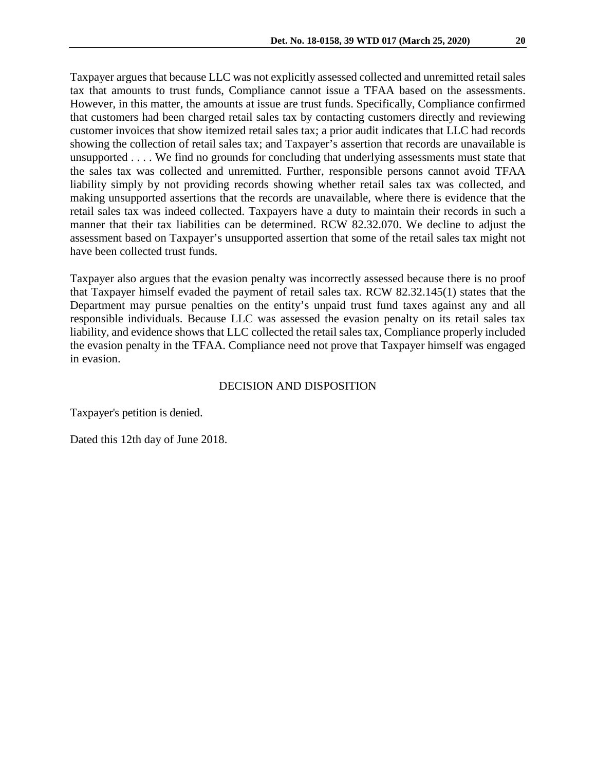Taxpayer argues that because LLC was not explicitly assessed collected and unremitted retail sales tax that amounts to trust funds, Compliance cannot issue a TFAA based on the assessments. However, in this matter, the amounts at issue are trust funds. Specifically, Compliance confirmed that customers had been charged retail sales tax by contacting customers directly and reviewing customer invoices that show itemized retail sales tax; a prior audit indicates that LLC had records showing the collection of retail sales tax; and Taxpayer's assertion that records are unavailable is unsupported . . . . We find no grounds for concluding that underlying assessments must state that the sales tax was collected and unremitted. Further, responsible persons cannot avoid TFAA liability simply by not providing records showing whether retail sales tax was collected, and making unsupported assertions that the records are unavailable, where there is evidence that the retail sales tax was indeed collected. Taxpayers have a duty to maintain their records in such a manner that their tax liabilities can be determined. RCW 82.32.070. We decline to adjust the assessment based on Taxpayer's unsupported assertion that some of the retail sales tax might not have been collected trust funds.

Taxpayer also argues that the evasion penalty was incorrectly assessed because there is no proof that Taxpayer himself evaded the payment of retail sales tax. RCW 82.32.145(1) states that the Department may pursue penalties on the entity's unpaid trust fund taxes against any and all responsible individuals. Because LLC was assessed the evasion penalty on its retail sales tax liability, and evidence shows that LLC collected the retail sales tax, Compliance properly included the evasion penalty in the TFAA. Compliance need not prove that Taxpayer himself was engaged in evasion.

## DECISION AND DISPOSITION

Taxpayer's petition is denied.

Dated this 12th day of June 2018.